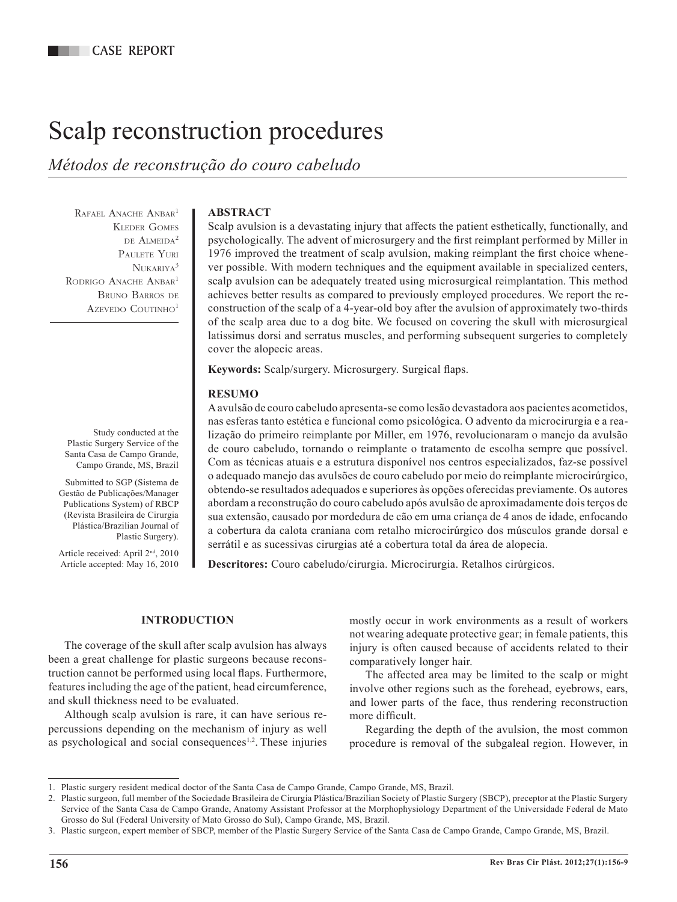CASE REPORT

# Scalp reconstruction procedures

*Métodos de reconstrução do couro cabeludo*

Rafael Anache Anbar[1]
Kleder Gomes de Almeida[2]
Paulete Yuri Nukariya[3]
Rodrigo Anache Anbar[1]
Bruno Barros de Azevedo Coutinho[1]

Study conducted at the Plastic Surgery Service of the Santa Casa de Campo Grande, Campo Grande, MS, Brazil

Submitted to SGP (Sistema de Gestão de Publicações/Manager Publications System) of RBCP (Revista Brasileira de Cirurgia Plástica/Brazilian Journal of Plastic Surgery).

Article received: April 2nd, 2010
Article accepted: May 16, 2010

### ABSTRACT

Scalp avulsion is a devastating injury that affects the patient esthetically, functionally, and psychologically. The advent of microsurgery and the first reimplant performed by Miller in 1976 improved the treatment of scalp avulsion, making reimplant the first choice whenever possible. With modern techniques and the equipment available in specialized centers, scalp avulsion can be adequately treated using microsurgical reimplantation. This method achieves better results as compared to previously employed procedures. We report the reconstruction of the scalp of a 4-year-old boy after the avulsion of approximately two-thirds of the scalp area due to a dog bite. We focused on covering the skull with microsurgical latissimus dorsi and serratus muscles, and performing subsequent surgeries to completely cover the alopecic areas.

**Keywords:** Scalp/surgery. Microsurgery. Surgical flaps.

### RESUMO

A avulsão de couro cabeludo apresenta-se como lesão devastadora aos pacientes acometidos, nas esferas tanto estética e funcional como psicológica. O advento da microcirurgia e a realização do primeiro reimplante por Miller, em 1976, revolucionaram o manejo da avulsão de couro cabeludo, tornando o reimplante o tratamento de escolha sempre que possível. Com as técnicas atuais e a estrutura disponível nos centros especializados, faz-se possível o adequado manejo das avulsões de couro cabeludo por meio do reimplante microcirúrgico, obtendo-se resultados adequados e superiores às opções oferecidas previamente. Os autores abordam a reconstrução do couro cabeludo após avulsão de aproximadamente dois terços de sua extensão, causado por mordedura de cão em uma criança de 4 anos de idade, enfocando a cobertura da calota craniana com retalho microcirúrgico dos músculos grande dorsal e serrátil e as sucessivas cirurgias até a cobertura total da área de alopecia.

**Descritores:** Couro cabeludo/cirurgia. Microcirurgia. Retalhos cirúrgicos.

## INTRODUCTION

The coverage of the skull after scalp avulsion has always been a great challenge for plastic surgeons because reconstruction cannot be performed using local flaps. Furthermore, features including the age of the patient, head circumference, and skull thickness need to be evaluated.

Although scalp avulsion is rare, it can have serious repercussions depending on the mechanism of injury as well as psychological and social consequences[1,2]. These injuries mostly occur in work environments as a result of workers not wearing adequate protective gear; in female patients, this injury is often caused because of accidents related to their comparatively longer hair.

The affected area may be limited to the scalp or might involve other regions such as the forehead, eyebrows, ears, and lower parts of the face, thus rendering reconstruction more difficult.

Regarding the depth of the avulsion, the most common procedure is removal of the subgaleal region. However, in

1. Plastic surgery resident medical doctor of the Santa Casa de Campo Grande, Campo Grande, MS, Brazil.
2. Plastic surgeon, full member of the Sociedade Brasileira de Cirurgia Plástica/Brazilian Society of Plastic Surgery (SBCP), preceptor at the Plastic Surgery Service of the Santa Casa de Campo Grande, Anatomy Assistant Professor at the Morphophysiology Department of the Universidade Federal de Mato Grosso do Sul (Federal University of Mato Grosso do Sul), Campo Grande, MS, Brazil.
3. Plastic surgeon, expert member of SBCP, member of the Plastic Surgery Service of the Santa Casa de Campo Grande, Campo Grande, MS, Brazil.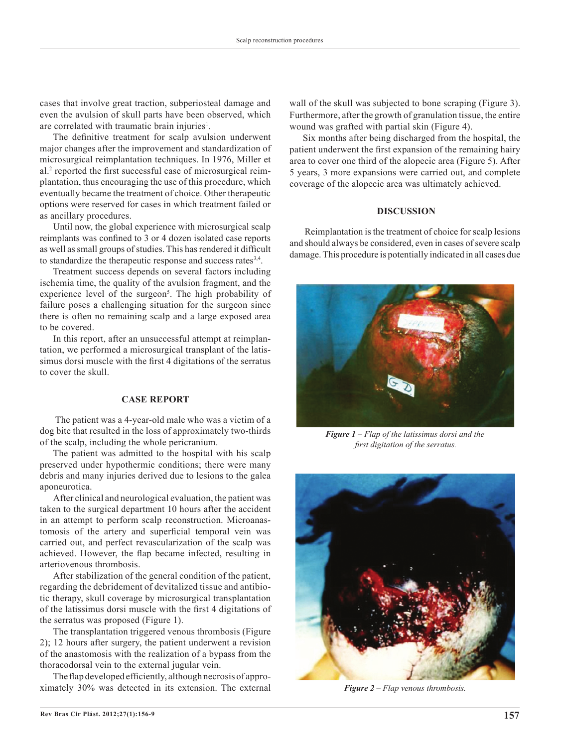cases that involve great traction, subperiosteal damage and even the avulsion of skull parts have been observed, which are correlated with traumatic brain injuries[1].

The definitive treatment for scalp avulsion underwent major changes after the improvement and standardization of microsurgical reimplantation techniques. In 1976, Miller et al.[2] reported the first successful case of microsurgical reimplantation, thus encouraging the use of this procedure, which eventually became the treatment of choice. Other therapeutic options were reserved for cases in which treatment failed or as ancillary procedures.

Until now, the global experience with microsurgical scalp reimplants was confined to 3 or 4 dozen isolated case reports as well as small groups of studies. This has rendered it difficult to standardize the therapeutic response and success rates[3,4].

Treatment success depends on several factors including ischemia time, the quality of the avulsion fragment, and the experience level of the surgeon[5]. The high probability of failure poses a challenging situation for the surgeon since there is often no remaining scalp and a large exposed area to be covered.

In this report, after an unsuccessful attempt at reimplantation, we performed a microsurgical transplant of the latissimus dorsi muscle with the first 4 digitations of the serratus to cover the skull.

## CASE REPORT

The patient was a 4-year-old male who was a victim of a dog bite that resulted in the loss of approximately two-thirds of the scalp, including the whole pericranium.

The patient was admitted to the hospital with his scalp preserved under hypothermic conditions; there were many debris and many injuries derived due to lesions to the galea aponeurotica.

After clinical and neurological evaluation, the patient was taken to the surgical department 10 hours after the accident in an attempt to perform scalp reconstruction. Microanastomosis of the artery and superficial temporal vein was carried out, and perfect revascularization of the scalp was achieved. However, the flap became infected, resulting in arteriovenous thrombosis.

After stabilization of the general condition of the patient, regarding the debridement of devitalized tissue and antibiotic therapy, skull coverage by microsurgical transplantation of the latissimus dorsi muscle with the first 4 digitations of the serratus was proposed (Figure 1).

The transplantation triggered venous thrombosis (Figure 2); 12 hours after surgery, the patient underwent a revision of the anastomosis with the realization of a bypass from the thoracodorsal vein to the external jugular vein.

The flap developed efficiently, although necrosis of approximately 30% was detected in its extension. The external wall of the skull was subjected to bone scraping (Figure 3). Furthermore, after the growth of granulation tissue, the entire wound was grafted with partial skin (Figure 4).

Six months after being discharged from the hospital, the patient underwent the first expansion of the remaining hairy area to cover one third of the alopecic area (Figure 5). After 5 years, 3 more expansions were carried out, and complete coverage of the alopecic area was ultimately achieved.

## DISCUSSION

Reimplantation is the treatment of choice for scalp lesions and should always be considered, even in cases of severe scalp damage. This procedure is potentially indicated in all cases due

*Figure 1 – Flap of the latissimus dorsi and the first digitation of the serratus.*

*Figure 2 – Flap venous thrombosis.*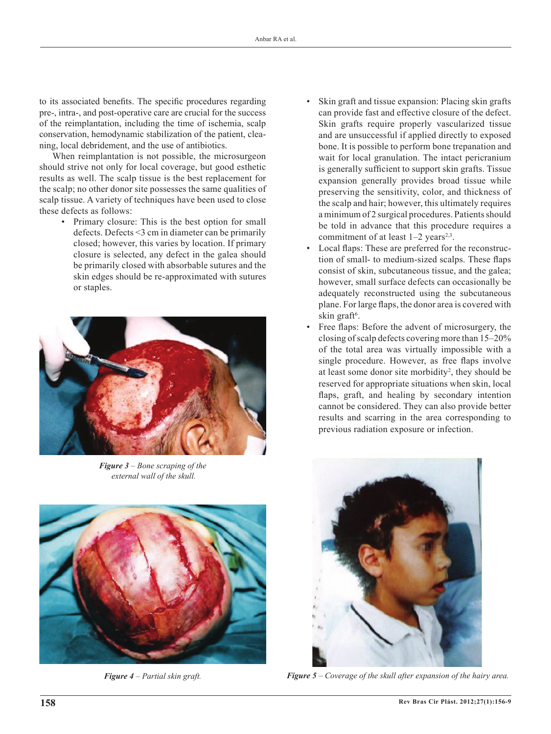to its associated benefits. The specific procedures regarding pre-, intra-, and post-operative care are crucial for the success of the reimplantation, including the time of ischemia, scalp conservation, hemodynamic stabilization of the patient, cleaning, local debridement, and the use of antibiotics.

When reimplantation is not possible, the microsurgeon should strive not only for local coverage, but good esthetic results as well. The scalp tissue is the best replacement for the scalp; no other donor site possesses the same qualities of scalp tissue. A variety of techniques have been used to close these defects as follows:

- Primary closure: This is the best option for small defects. Defects <3 cm in diameter can be primarily closed; however, this varies by location. If primary closure is selected, any defect in the galea should be primarily closed with absorbable sutures and the skin edges should be re-approximated with sutures or staples.

***Figure 3*** *– Bone scraping of the external wall of the skull.*

***Figure 4*** *– Partial skin graft.*

- Skin graft and tissue expansion: Placing skin grafts can provide fast and effective closure of the defect. Skin grafts require properly vascularized tissue and are unsuccessful if applied directly to exposed bone. It is possible to perform bone trepanation and wait for local granulation. The intact pericranium is generally sufficient to support skin grafts. Tissue expansion generally provides broad tissue while preserving the sensitivity, color, and thickness of the scalp and hair; however, this ultimately requires a minimum of 2 surgical procedures. Patients should be told in advance that this procedure requires a commitment of at least 1–2 years[2,3].
- Local flaps: These are preferred for the reconstruction of small- to medium-sized scalps. These flaps consist of skin, subcutaneous tissue, and the galea; however, small surface defects can occasionally be adequately reconstructed using the subcutaneous plane. For large flaps, the donor area is covered with skin graft[6].
- Free flaps: Before the advent of microsurgery, the closing of scalp defects covering more than 15–20% of the total area was virtually impossible with a single procedure. However, as free flaps involve at least some donor site morbidity[2], they should be reserved for appropriate situations when skin, local flaps, graft, and healing by secondary intention cannot be considered. They can also provide better results and scarring in the area corresponding to previous radiation exposure or infection.

***Figure 5*** *– Coverage of the skull after expansion of the hairy area.*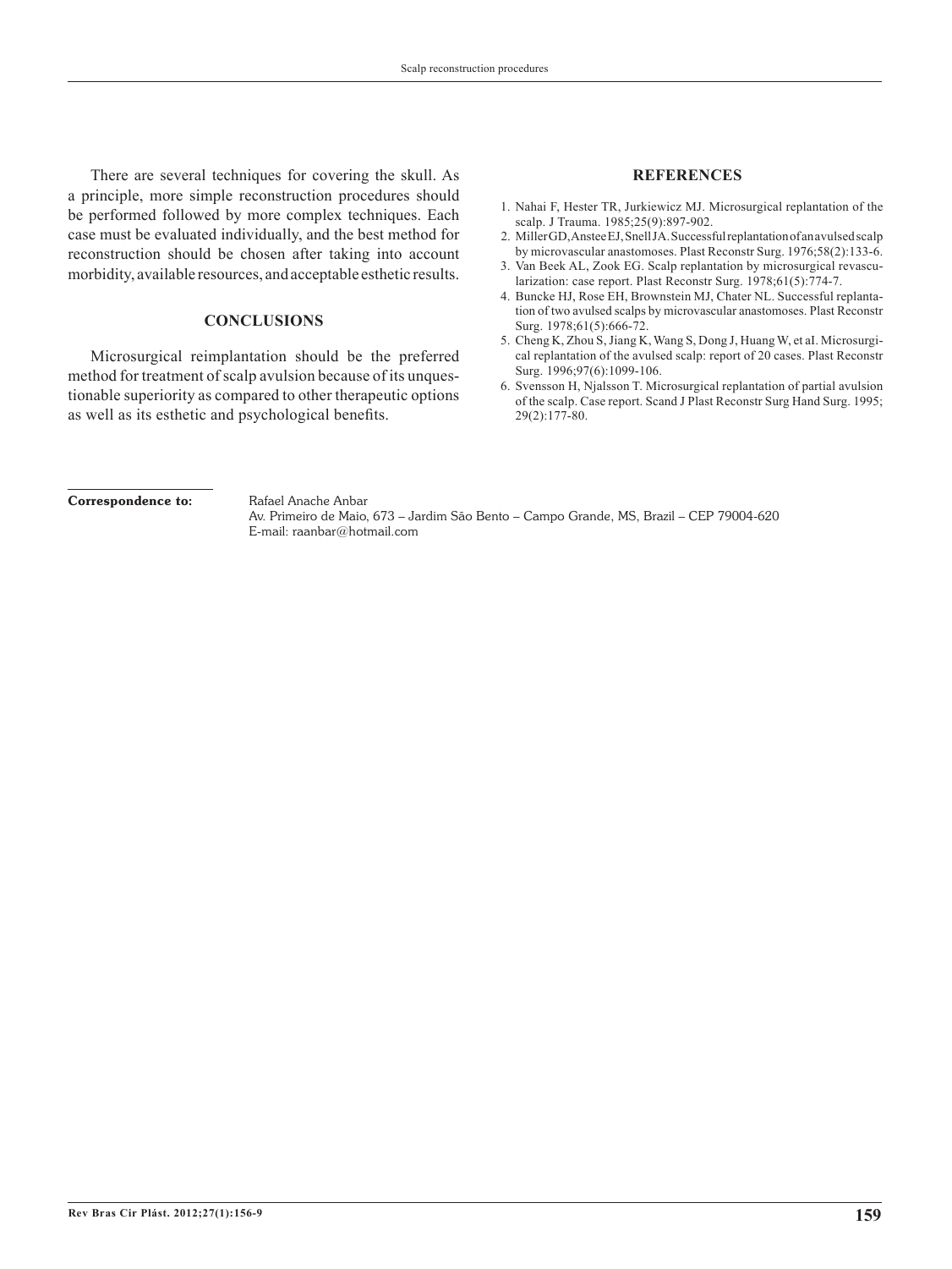There are several techniques for covering the skull. As a principle, more simple reconstruction procedures should be performed followed by more complex techniques. Each case must be evaluated individually, and the best method for reconstruction should be chosen after taking into account morbidity, available resources, and acceptable esthetic results.

## CONCLUSIONS

Microsurgical reimplantation should be the preferred method for treatment of scalp avulsion because of its unquestionable superiority as compared to other therapeutic options as well as its esthetic and psychological benefits.

## REFERENCES

1. Nahai F, Hester TR, Jurkiewicz MJ. Microsurgical replantation of the scalp. J Trauma. 1985;25(9):897-902.
2. Miller GD, Anstee EJ, Snell JA. Successful replantation of an avulsed scalp by microvascular anastomoses. Plast Reconstr Surg. 1976;58(2):133-6.
3. Van Beek AL, Zook EG. Scalp replantation by microsurgical revascularization: case report. Plast Reconstr Surg. 1978;61(5):774-7.
4. Buncke HJ, Rose EH, Brownstein MJ, Chater NL. Successful replantation of two avulsed scalps by microvascular anastomoses. Plast Reconstr Surg. 1978;61(5):666-72.
5. Cheng K, Zhou S, Jiang K, Wang S, Dong J, Huang W, et aI. Microsurgical replantation of the avulsed scalp: report of 20 cases. Plast Reconstr Surg. 1996;97(6):1099-106.
6. Svensson H, Njalsson T. Microsurgical replantation of partial avulsion of the scalp. Case report. Scand J Plast Reconstr Surg Hand Surg. 1995; 29(2):177-80.

**Correspondence to:** Rafael Anache Anbar
Av. Primeiro de Maio, 673 – Jardim São Bento – Campo Grande, MS, Brazil – CEP 79004-620
E-mail: raanbar@hotmail.com